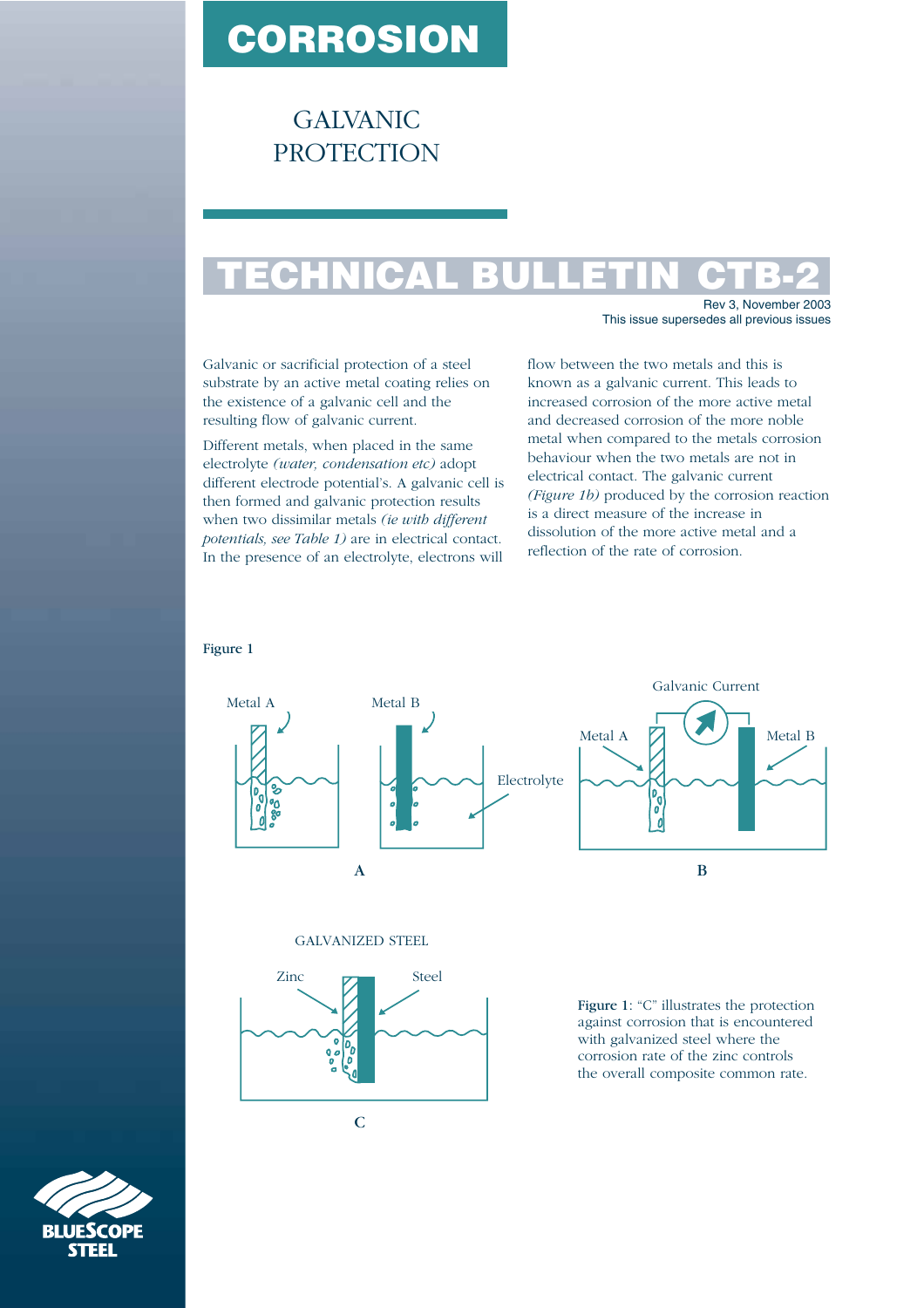# CORROSION

## GALVANIC PROTECTION

# TECHNICAL BULLETIN CTB-2

Rev 3, November 2003
This issue supersedes all previous issues

Galvanic or sacrificial protection of a steel substrate by an active metal coating relies on the existence of a galvanic cell and the resulting flow of galvanic current.

Different metals, when placed in the same electrolyte *(water, condensation etc)* adopt different electrode potential's. A galvanic cell is then formed and galvanic protection results when two dissimilar metals *(ie with different potentials, see Table 1)* are in electrical contact. In the presence of an electrolyte, electrons will flow between the two metals and this is known as a galvanic current. This leads to increased corrosion of the more active metal and decreased corrosion of the more noble metal when compared to the metals corrosion behaviour when the two metals are not in electrical contact. The galvanic current *(Figure 1b)* produced by the corrosion reaction is a direct measure of the increase in dissolution of the more active metal and a reflection of the rate of corrosion.

Figure 1

Metal A Metal B Electrolyte

A

Galvanic Current

Metal A Metal B

B

GALVANIZED STEEL

Zinc Steel

C

Figure 1: "C" illustrates the protection against corrosion that is encountered with galvanized steel where the corrosion rate of the zinc controls the overall composite common rate.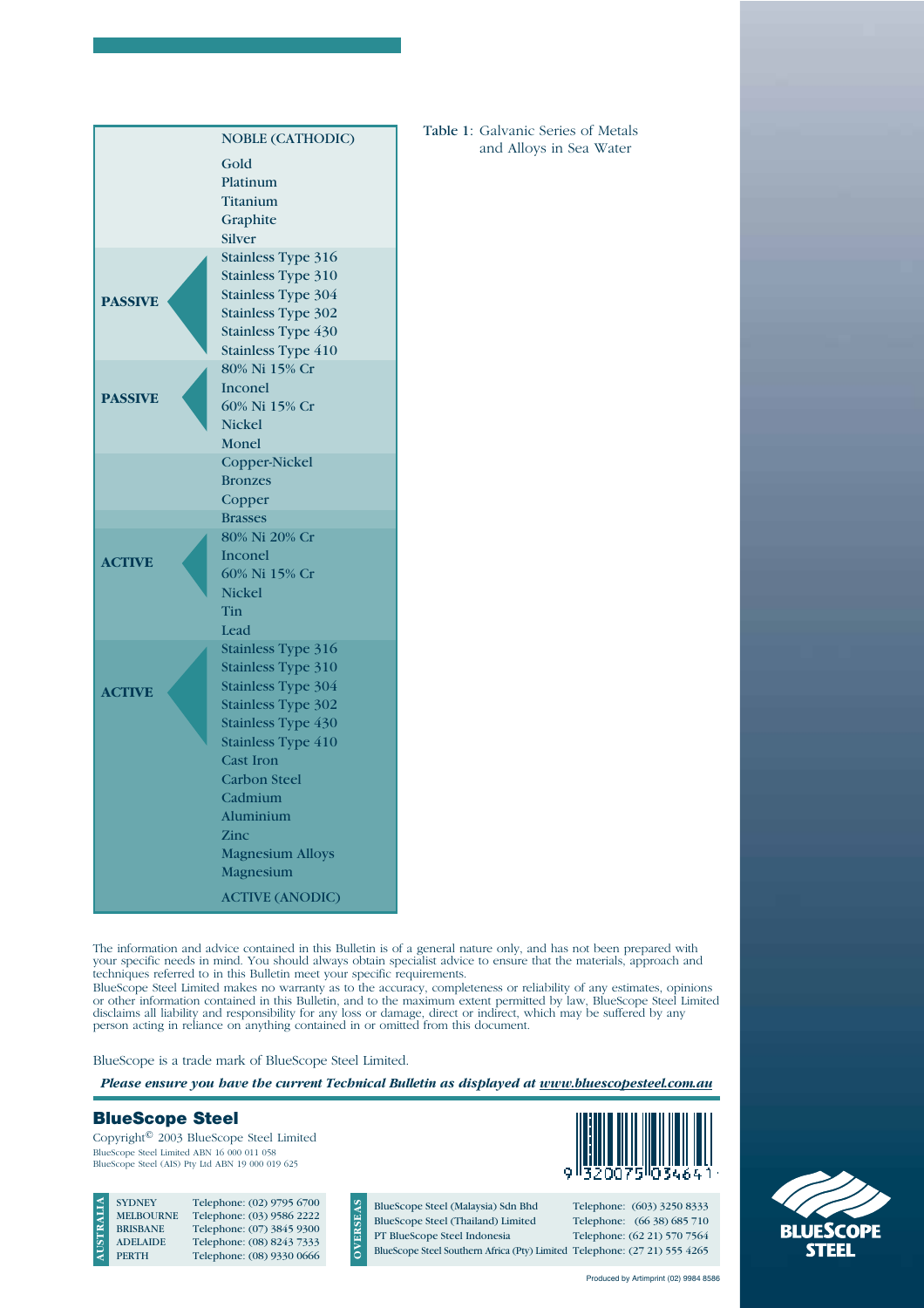Table 1: Galvanic Series of Metals and Alloys in Sea Water

| | |
|---|---|
| | NOBLE (CATHODIC) |
| | Gold |
| | Platinum |
| | Titanium |
| | Graphite |
| | Silver |
| **PASSIVE** | Stainless Type 316 |
| | Stainless Type 310 |
| | Stainless Type 304 |
| | Stainless Type 302 |
| | Stainless Type 430 |
| | Stainless Type 410 |
| **PASSIVE** | 80% Ni 15% Cr |
| | Inconel |
| | 60% Ni 15% Cr |
| | Nickel |
| | Monel |
| | Copper-Nickel |
| | Bronzes |
| | Copper |
| | Brasses |
| **ACTIVE** | 80% Ni 20% Cr |
| | Inconel |
| | 60% Ni 15% Cr |
| | Nickel |
| | Tin |
| | Lead |
| **ACTIVE** | Stainless Type 316 |
| | Stainless Type 310 |
| | Stainless Type 304 |
| | Stainless Type 302 |
| | Stainless Type 430 |
| | Stainless Type 410 |
| | Cast Iron |
| | Carbon Steel |
| | Cadmium |
| | Aluminium |
| | Zinc |
| | Magnesium Alloys |
| | Magnesium |
| | ACTIVE (ANODIC) |

The information and advice contained in this Bulletin is of a general nature only, and has not been prepared with your specific needs in mind. You should always obtain specialist advice to ensure that the materials, approach and techniques referred to in this Bulletin meet your specific requirements.
BlueScope Steel Limited makes no warranty as to the accuracy, completeness or reliability of any estimates, opinions or other information contained in this Bulletin, and to the maximum extent permitted by law, BlueScope Steel Limited disclaims all liability and responsibility for any loss or damage, direct or indirect, which may be suffered by any person acting in reliance on anything contained in or omitted from this document.

BlueScope is a trade mark of BlueScope Steel Limited.

***Please ensure you have the current Technical Bulletin as displayed at www.bluescopesteel.com.au***

**BlueScope Steel**

Copyright© 2003 BlueScope Steel Limited
BlueScope Steel Limited ABN 16 000 011 058
BlueScope Steel (AIS) Pty Ltd ABN 19 000 019 625

9 320075 034641

**AUSTRALIA**

| | |
|---|---|
| SYDNEY | Telephone: (02) 9795 6700 |
| MELBOURNE | Telephone: (03) 9586 2222 |
| BRISBANE | Telephone: (07) 3845 9300 |
| ADELAIDE | Telephone: (08) 8243 7333 |
| PERTH | Telephone: (08) 9330 0666 |

**OVERSEAS**

| | |
|---|---|
| BlueScope Steel (Malaysia) Sdn Bhd | Telephone: (603) 3250 8333 |
| BlueScope Steel (Thailand) Limited | Telephone: (66 38) 685 710 |
| PT BlueScope Steel Indonesia | Telephone: (62 21) 570 7564 |
| BlueScope Steel Southern Africa (Pty) Limited | Telephone: (27 21) 555 4265 |

BLUESCOPE STEEL

Produced by Artimprint (02) 9984 8586